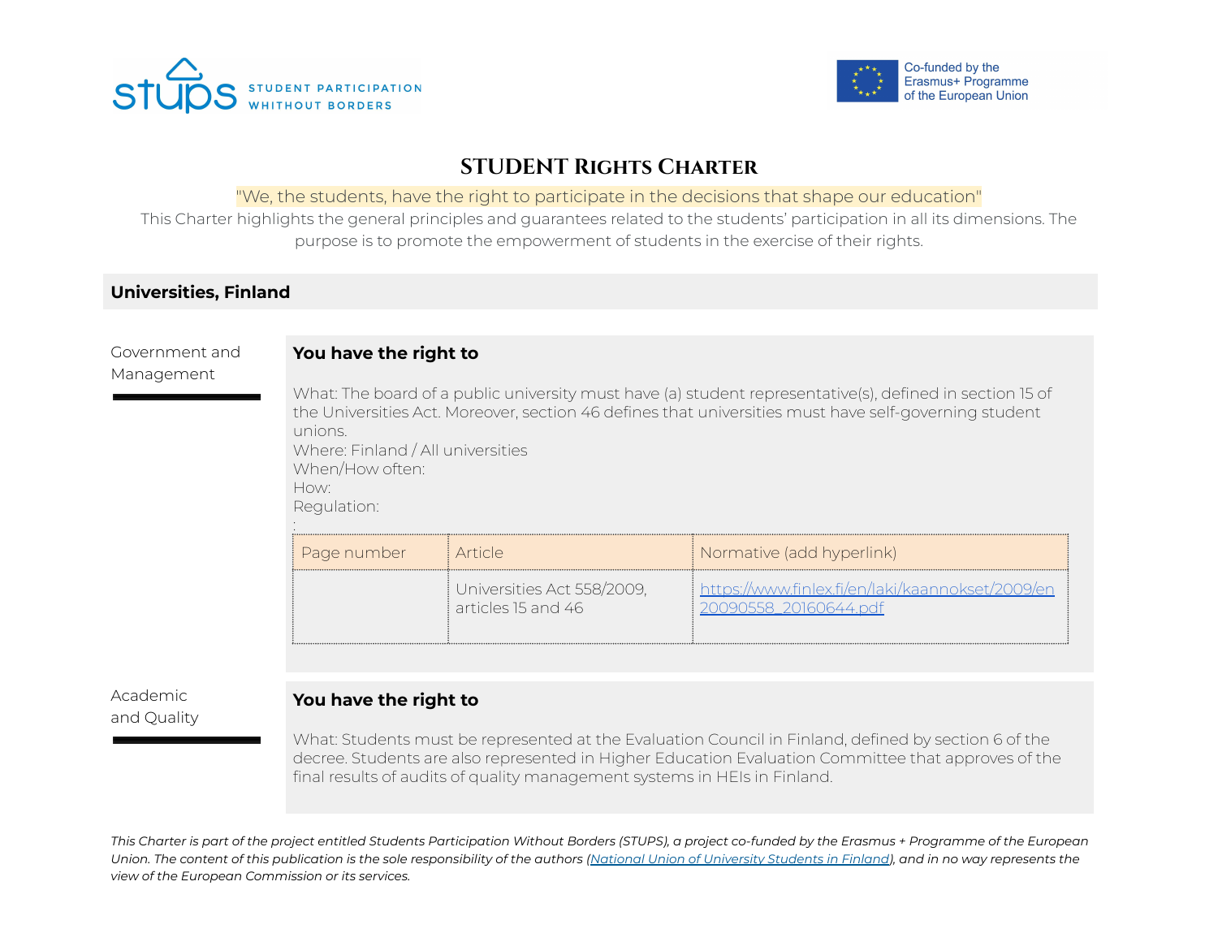STUPS — STUDENT PARTICIPATION WHITHOUT BORDERS

Co-funded by the Erasmus+ Programme of the European Union

# STUDENT RIGHTS CHARTER

"We, the students, have the right to participate in the decisions that shape our education"

This Charter highlights the general principles and guarantees related to the students' participation in all its dimensions. The purpose is to promote the empowerment of students in the exercise of their rights.

## Universities, Finland

### Government and Management

**You have the right to**

What: The board of a public university must have (a) student representative(s), defined in section 15 of the Universities Act. Moreover, section 46 defines that universities must have self-governing student unions.
Where: Finland / All universities
When/How often:
How:
Regulation:
:

| Page number | Article | Normative (add hyperlink) |
| --- | --- | --- |
| | Universities Act 558/2009, articles 15 and 46 | https://www.finlex.fi/en/laki/kaannokset/2009/en20090558_20160644.pdf |

### Academic and Quality

**You have the right to**

What: Students must be represented at the Evaluation Council in Finland, defined by section 6 of the decree. Students are also represented in Higher Education Evaluation Committee that approves of the final results of audits of quality management systems in HEIs in Finland.

*This Charter is part of the project entitled Students Participation Without Borders (STUPS), a project co-funded by the Erasmus + Programme of the European Union. The content of this publication is the sole responsibility of the authors (National Union of University Students in Finland), and in no way represents the view of the European Commission or its services.*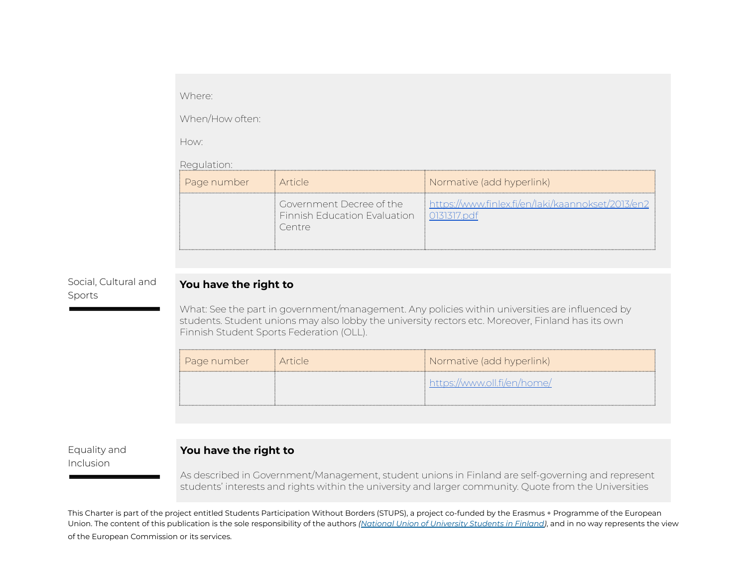Where:

When/How often:

How:

Regulation:

| Page number | Article | Normative (add hyperlink) |
|---|---|---|
| | Government Decree of the Finnish Education Evaluation Centre | https://www.finlex.fi/en/laki/kaannokset/2013/en20131317.pdf |

## Social, Cultural and Sports

**You have the right to**

What: See the part in government/management. Any policies within universities are influenced by students. Student unions may also lobby the university rectors etc. Moreover, Finland has its own Finnish Student Sports Federation (OLL).

| Page number | Article | Normative (add hyperlink) |
|---|---|---|
| | | https://www.oll.fi/en/home/ |

## Equality and Inclusion

**You have the right to**

As described in Government/Management, student unions in Finland are self-governing and represent students' interests and rights within the university and larger community. Quote from the Universities

This Charter is part of the project entitled Students Participation Without Borders (STUPS), a project co-funded by the Erasmus + Programme of the European Union. The content of this publication is the sole responsibility of the authors *(National Union of University Students in Finland)*, and in no way represents the view of the European Commission or its services.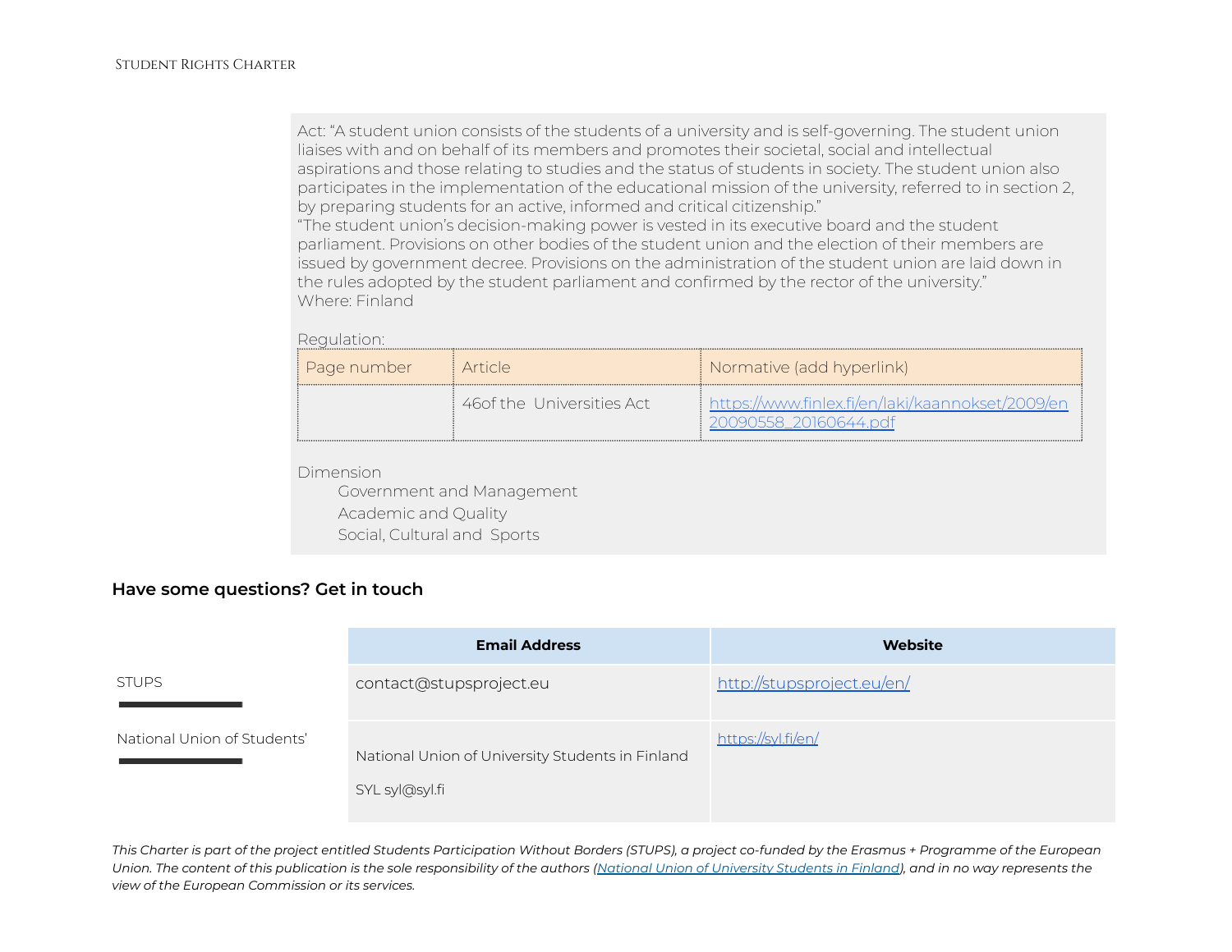Act: "A student union consists of the students of a university and is self-governing. The student union liaises with and on behalf of its members and promotes their societal, social and intellectual aspirations and those relating to studies and the status of students in society. The student union also participates in the implementation of the educational mission of the university, referred to in section 2, by preparing students for an active, informed and critical citizenship."
"The student union's decision-making power is vested in its executive board and the student parliament. Provisions on other bodies of the student union and the election of their members are issued by government decree. Provisions on the administration of the student union are laid down in the rules adopted by the student parliament and confirmed by the rector of the university."
Where: Finland

Regulation:

| Page number | Article | Normative (add hyperlink) |
|---|---|---|
| | 46of the Universities Act | [https://www.finlex.fi/en/laki/kaannokset/2009/en20090558_20160644.pdf](https://www.finlex.fi/en/laki/kaannokset/2009/en20090558_20160644.pdf) |

Dimension
- Government and Management
- Academic and Quality
- Social, Cultural and Sports

## Have some questions? Get in touch

| | Email Address | Website |
|---|---|---|
| STUPS | contact@stupsproject.eu | [http://stupsproject.eu/en/](http://stupsproject.eu/en/) |
| National Union of Students' | National Union of University Students in Finland<br>SYL syl@syl.fi | [https://syl.fi/en/](https://syl.fi/en/) |

*This Charter is part of the project entitled Students Participation Without Borders (STUPS), a project co-funded by the Erasmus + Programme of the European Union. The content of this publication is the sole responsibility of the authors ([National Union of University Students in Finland]()), and in no way represents the view of the European Commission or its services.*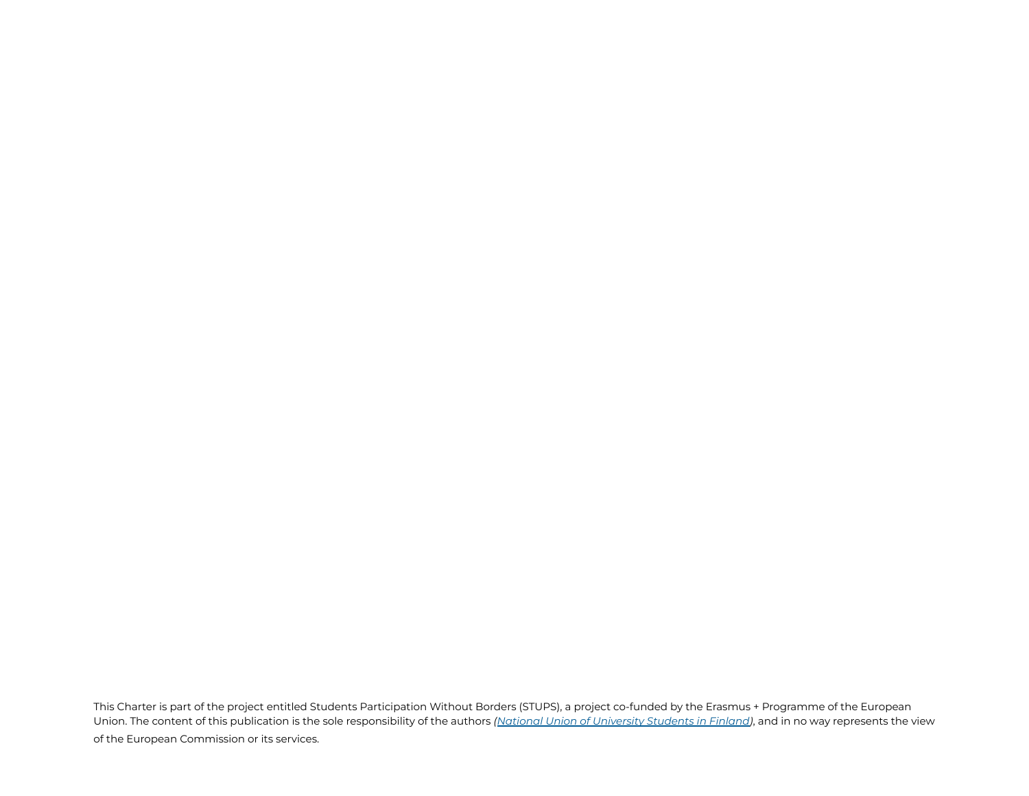This Charter is part of the project entitled Students Participation Without Borders (STUPS), a project co-funded by the Erasmus + Programme of the European Union. The content of this publication is the sole responsibility of the authors *(National Union of University Students in Finland)*, and in no way represents the view of the European Commission or its services.